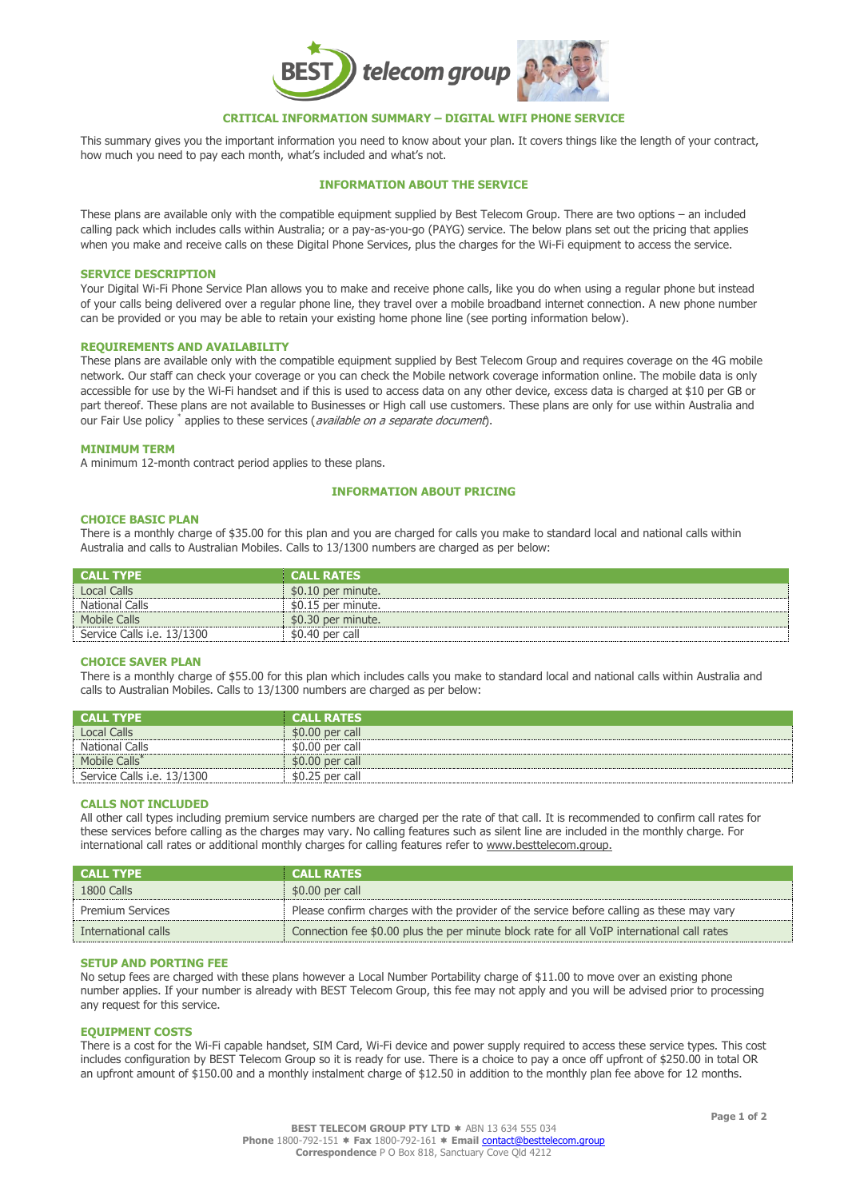# CRITICAL INFORMATION SUMMARY – DIGITAL WIFI PHONE SERVICE

This summary gives you the important information you need to know about your plan. It covers things like the length of your contract, how much you need to pay each month, what's included and what's not.

## INFORMATION ABOUT THE SERVICE

These plans are available only with the compatible equipment supplied by Best Telecom Group. There are two options – an included calling pack which includes calls within Australia; or a pay-as-you-go (PAYG) service. The below plans set out the pricing that applies when you make and receive calls on these Digital Phone Services, plus the charges for the Wi-Fi equipment to access the service.

### SERVICE DESCRIPTION

Your Digital Wi-Fi Phone Service Plan allows you to make and receive phone calls, like you do when using a regular phone but instead of your calls being delivered over a regular phone line, they travel over a mobile broadband internet connection. A new phone number can be provided or you may be able to retain your existing home phone line (see porting information below).

### REQUIREMENTS AND AVAILABILITY

These plans are available only with the compatible equipment supplied by Best Telecom Group and requires coverage on the 4G mobile network. Our staff can check your coverage or you can check the Mobile network coverage information online. The mobile data is only accessible for use by the Wi-Fi handset and if this is used to access data on any other device, excess data is charged at $10 per GB or part thereof. These plans are not available to Businesses or High call use customers. These plans are only for use within Australia and our Fair Use policy * applies to these services (*available on a separate document*).

### MINIMUM TERM

A minimum 12-month contract period applies to these plans.

## INFORMATION ABOUT PRICING

### CHOICE BASIC PLAN

There is a monthly charge of $35.00 for this plan and you are charged for calls you make to standard local and national calls within Australia and calls to Australian Mobiles. Calls to 13/1300 numbers are charged as per below:

| CALL TYPE | CALL RATES |
|---|---|
| Local Calls | $0.10 per minute. |
| National Calls | $0.15 per minute. |
| Mobile Calls | $0.30 per minute. |
| Service Calls i.e. 13/1300 | $0.40 per call |

### CHOICE SAVER PLAN

There is a monthly charge of $55.00 for this plan which includes calls you make to standard local and national calls within Australia and calls to Australian Mobiles. Calls to 13/1300 numbers are charged as per below:

| CALL TYPE | CALL RATES |
|---|---|
| Local Calls | $0.00 per call |
| National Calls | $0.00 per call |
| Mobile Calls* | $0.00 per call |
| Service Calls i.e. 13/1300 | $0.25 per call |

### CALLS NOT INCLUDED

All other call types including premium service numbers are charged per the rate of that call. It is recommended to confirm call rates for these services before calling as the charges may vary. No calling features such as silent line are included in the monthly charge. For international call rates or additional monthly charges for calling features refer to www.besttelecom.group.

| CALL TYPE | CALL RATES |
|---|---|
| 1800 Calls | $0.00 per call |
| Premium Services | Please confirm charges with the provider of the service before calling as these may vary |
| International calls | Connection fee $0.00 plus the per minute block rate for all VoIP international call rates |

### SETUP AND PORTING FEE

No setup fees are charged with these plans however a Local Number Portability charge of $11.00 to move over an existing phone number applies. If your number is already with BEST Telecom Group, this fee may not apply and you will be advised prior to processing any request for this service.

### EQUIPMENT COSTS

There is a cost for the Wi-Fi capable handset, SIM Card, Wi-Fi device and power supply required to access these service types. This cost includes configuration by BEST Telecom Group so it is ready for use. There is a choice to pay a once off upfront of $250.00 in total OR an upfront amount of $150.00 and a monthly instalment charge of $12.50 in addition to the monthly plan fee above for 12 months.

**BEST TELECOM GROUP PTY LTD** ✱ ABN 13 634 555 034
**Phone** 1800-792-151 ✱ **Fax** 1800-792-161 ✱ **Email** contact@besttelecom.group
**Correspondence** P O Box 818, Sanctuary Cove Qld 4212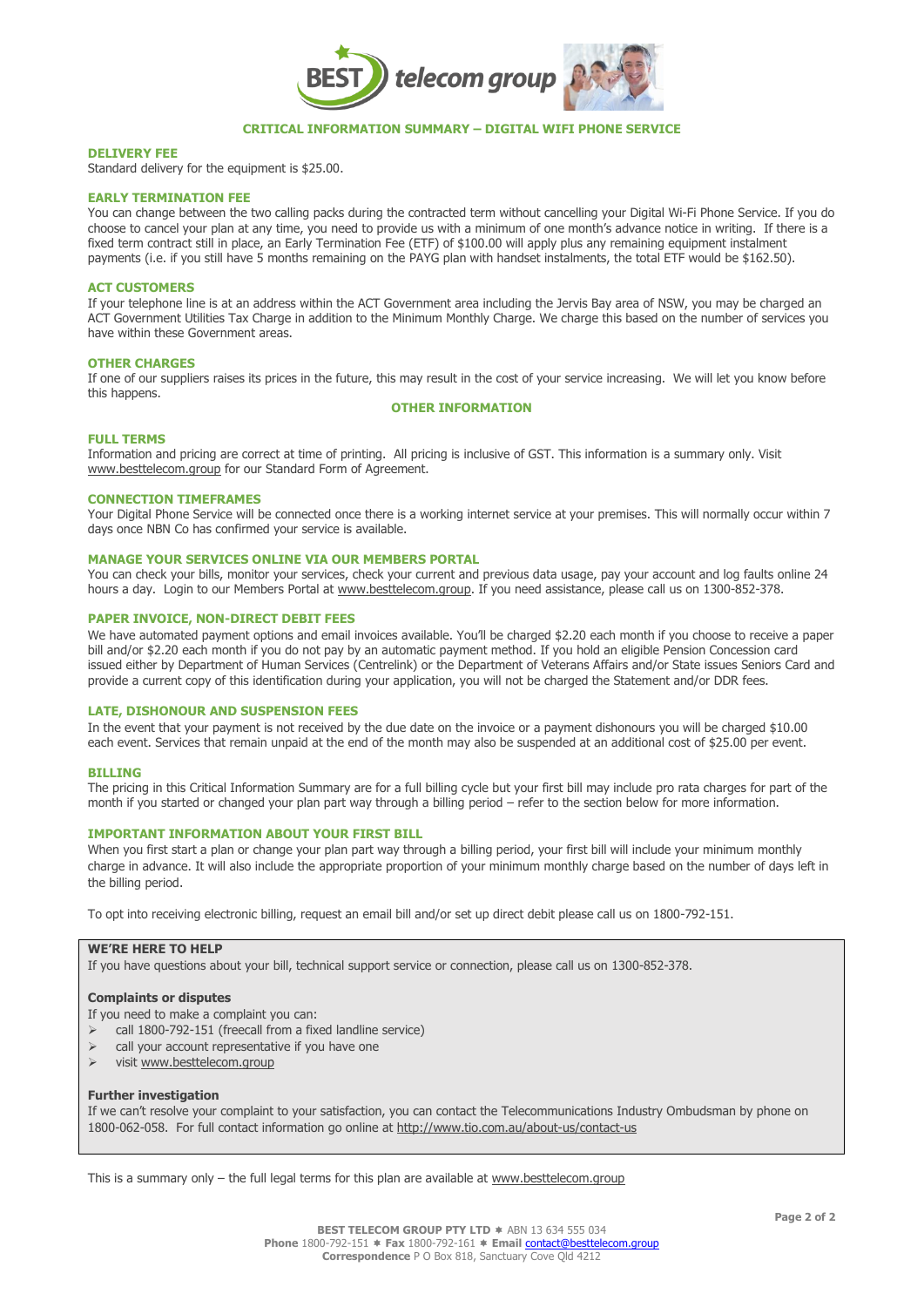BEST telecom group

## CRITICAL INFORMATION SUMMARY – DIGITAL WIFI PHONE SERVICE

### DELIVERY FEE

Standard delivery for the equipment is $25.00.

### EARLY TERMINATION FEE

You can change between the two calling packs during the contracted term without cancelling your Digital Wi-Fi Phone Service. If you do choose to cancel your plan at any time, you need to provide us with a minimum of one month's advance notice in writing. If there is a fixed term contract still in place, an Early Termination Fee (ETF) of $100.00 will apply plus any remaining equipment instalment payments (i.e. if you still have 5 months remaining on the PAYG plan with handset instalments, the total ETF would be $162.50).

### ACT CUSTOMERS

If your telephone line is at an address within the ACT Government area including the Jervis Bay area of NSW, you may be charged an ACT Government Utilities Tax Charge in addition to the Minimum Monthly Charge. We charge this based on the number of services you have within these Government areas.

### OTHER CHARGES

If one of our suppliers raises its prices in the future, this may result in the cost of your service increasing. We will let you know before this happens.

## OTHER INFORMATION

### FULL TERMS

Information and pricing are correct at time of printing. All pricing is inclusive of GST. This information is a summary only. Visit www.besttelecom.group for our Standard Form of Agreement.

### CONNECTION TIMEFRAMES

Your Digital Phone Service will be connected once there is a working internet service at your premises. This will normally occur within 7 days once NBN Co has confirmed your service is available.

### MANAGE YOUR SERVICES ONLINE VIA OUR MEMBERS PORTAL

You can check your bills, monitor your services, check your current and previous data usage, pay your account and log faults online 24 hours a day. Login to our Members Portal at www.besttelecom.group. If you need assistance, please call us on 1300-852-378.

### PAPER INVOICE, NON-DIRECT DEBIT FEES

We have automated payment options and email invoices available. You'll be charged $2.20 each month if you choose to receive a paper bill and/or $2.20 each month if you do not pay by an automatic payment method. If you hold an eligible Pension Concession card issued either by Department of Human Services (Centrelink) or the Department of Veterans Affairs and/or State issues Seniors Card and provide a current copy of this identification during your application, you will not be charged the Statement and/or DDR fees.

### LATE, DISHONOUR AND SUSPENSION FEES

In the event that your payment is not received by the due date on the invoice or a payment dishonours you will be charged $10.00 each event. Services that remain unpaid at the end of the month may also be suspended at an additional cost of $25.00 per event.

### BILLING

The pricing in this Critical Information Summary are for a full billing cycle but your first bill may include pro rata charges for part of the month if you started or changed your plan part way through a billing period – refer to the section below for more information.

### IMPORTANT INFORMATION ABOUT YOUR FIRST BILL

When you first start a plan or change your plan part way through a billing period, your first bill will include your minimum monthly charge in advance. It will also include the appropriate proportion of your minimum monthly charge based on the number of days left in the billing period.

To opt into receiving electronic billing, request an email bill and/or set up direct debit please call us on 1800-792-151.

### WE'RE HERE TO HELP

If you have questions about your bill, technical support service or connection, please call us on 1300-852-378.

**Complaints or disputes**

If you need to make a complaint you can:

- call 1800-792-151 (freecall from a fixed landline service)
- call your account representative if you have one
- visit www.besttelecom.group

**Further investigation**

If we can't resolve your complaint to your satisfaction, you can contact the Telecommunications Industry Ombudsman by phone on 1800-062-058. For full contact information go online at http://www.tio.com.au/about-us/contact-us

This is a summary only – the full legal terms for this plan are available at www.besttelecom.group

**BEST TELECOM GROUP PTY LTD** ✱ ABN 13 634 555 034
**Phone** 1800-792-151 ✱ **Fax** 1800-792-161 ✱ **Email** contact@besttelecom.group
**Correspondence** P O Box 818, Sanctuary Cove Qld 4212